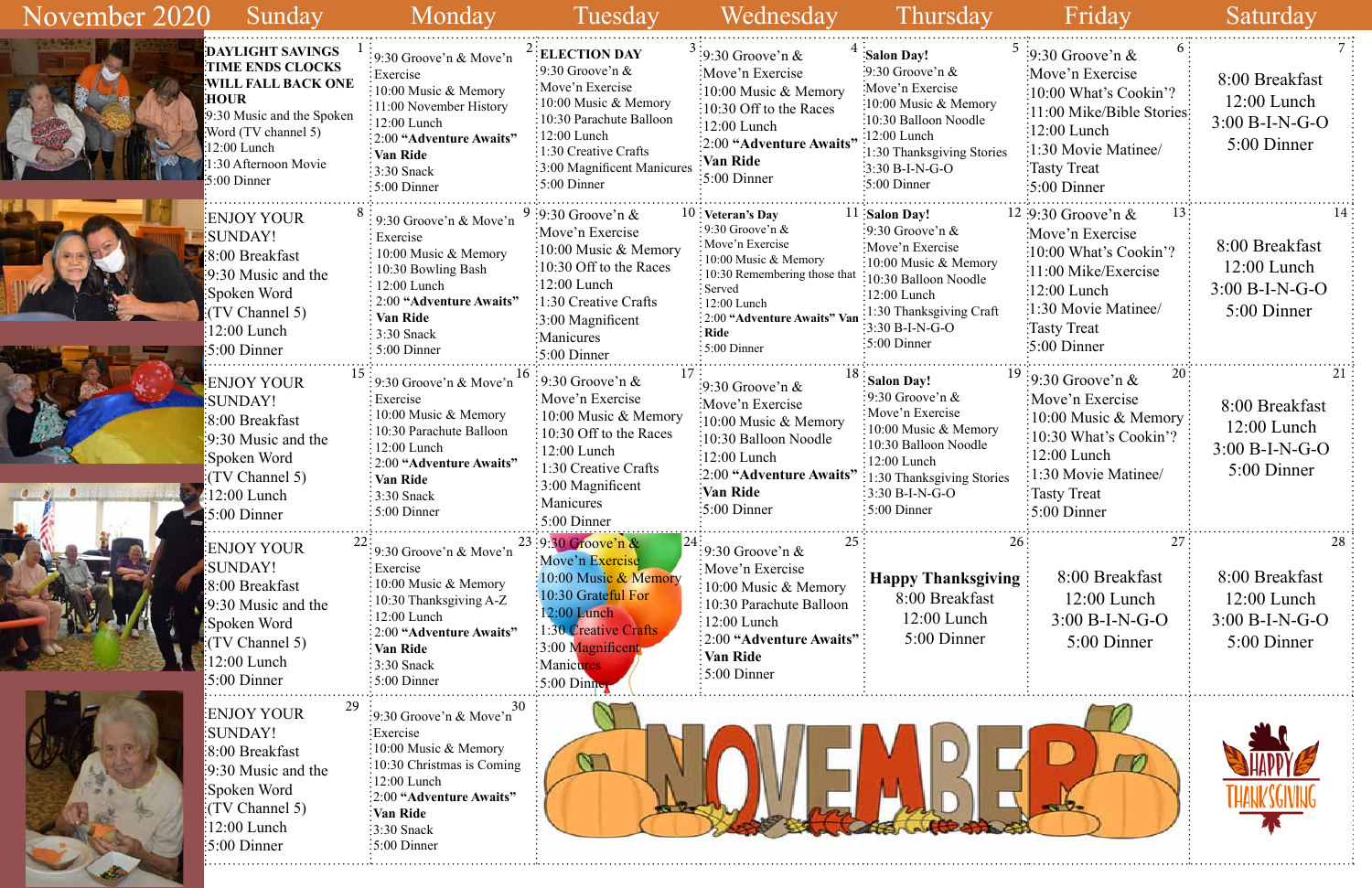| November 2020 | Sunday | Monday | Tuesday | Wednesday | Thursday | Friday | Saturday |
|---|---|---|---|---|---|---|---|
| | 1<br>DAYLIGHT SAVINGS TIME ENDS CLOCKS WILL FALL BACK ONE HOUR<br>9:30 Music and the Spoken Word (TV channel 5)<br>12:00 Lunch<br>1:30 Afternoon Movie<br>5:00 Dinner | 2<br>9:30 Groove'n & Move'n Exercise<br>10:00 Music & Memory<br>11:00 November History<br>12:00 Lunch<br>2:00 **"Adventure Awaits" Van Ride**<br>3:30 Snack<br>5:00 Dinner | 3<br>**ELECTION DAY**<br>9:30 Groove'n & Move'n Exercise<br>10:00 Music & Memory<br>10:30 Parachute Balloon<br>12:00 Lunch<br>1:30 Creative Crafts<br>3:00 Magnificent Manicures<br>5:00 Dinner | 4<br>9:30 Groove'n & Move'n Exercise<br>10:00 Music & Memory<br>10:30 Off to the Races<br>12:00 Lunch<br>2:00 **"Adventure Awaits" Van Ride**<br>5:00 Dinner | 5<br>**Salon Day!**<br>9:30 Groove'n & Move'n Exercise<br>10:00 Music & Memory<br>10:30 Balloon Noodle<br>12:00 Lunch<br>1:30 Thanksgiving Stories<br>3:30 B-I-N-G-O<br>5:00 Dinner | 6<br>9:30 Groove'n & Move'n Exercise<br>10:00 What's Cookin'?<br>11:00 Mike/Bible Stories<br>12:00 Lunch<br>1:30 Movie Matinee/ Tasty Treat<br>5:00 Dinner | 7<br>8:00 Breakfast<br>12:00 Lunch<br>3:00 B-I-N-G-O<br>5:00 Dinner |
| | 8<br>ENJOY YOUR SUNDAY!<br>8:00 Breakfast<br>9:30 Music and the Spoken Word (TV Channel 5)<br>12:00 Lunch<br>5:00 Dinner | 9<br>9:30 Groove'n & Move'n Exercise<br>10:00 Music & Memory<br>10:30 Bowling Bash<br>12:00 Lunch<br>2:00 **"Adventure Awaits" Van Ride**<br>3:30 Snack<br>5:00 Dinner | 10<br>9:30 Groove'n & Move'n Exercise<br>10:00 Music & Memory<br>10:30 Off to the Races<br>12:00 Lunch<br>1:30 Creative Crafts<br>3:00 Magnificent Manicures<br>5:00 Dinner | 11<br>**Veteran's Day**<br>9:30 Groove'n & Move'n Exercise<br>10:00 Music & Memory<br>10:30 Remembering those that Served<br>12:00 Lunch<br>2:00 **"Adventure Awaits" Van Ride**<br>5:00 Dinner | 12<br>**Salon Day!**<br>9:30 Groove'n & Move'n Exercise<br>10:00 Music & Memory<br>10:30 Balloon Noodle<br>12:00 Lunch<br>1:30 Thanksgiving Craft<br>3:30 B-I-N-G-O<br>5:00 Dinner | 13<br>9:30 Groove'n & Move'n Exercise<br>10:00 What's Cookin'?<br>11:00 Mike/Exercise<br>12:00 Lunch<br>1:30 Movie Matinee/ Tasty Treat<br>5:00 Dinner | 14<br>8:00 Breakfast<br>12:00 Lunch<br>3:00 B-I-N-G-O<br>5:00 Dinner |
| | 15<br>ENJOY YOUR SUNDAY!<br>8:00 Breakfast<br>9:30 Music and the Spoken Word (TV Channel 5)<br>12:00 Lunch<br>5:00 Dinner | 16<br>9:30 Groove'n & Move'n Exercise<br>10:00 Music & Memory<br>10:30 Parachute Balloon<br>12:00 Lunch<br>2:00 **"Adventure Awaits" Van Ride**<br>3:30 Snack<br>5:00 Dinner | 17<br>9:30 Groove'n & Move'n Exercise<br>10:00 Music & Memory<br>10:30 Off to the Races<br>12:00 Lunch<br>1:30 Creative Crafts<br>3:00 Magnificent Manicures<br>5:00 Dinner | 18<br>9:30 Groove'n & Move'n Exercise<br>10:00 Music & Memory<br>10:30 Balloon Noodle<br>12:00 Lunch<br>2:00 **"Adventure Awaits" Van Ride**<br>5:00 Dinner | 19<br>**Salon Day!**<br>9:30 Groove'n & Move'n Exercise<br>10:00 Music & Memory<br>10:30 Balloon Noodle<br>12:00 Lunch<br>1:30 Thanksgiving Stories<br>3:30 B-I-N-G-O<br>5:00 Dinner | 20<br>9:30 Groove'n & Move'n Exercise<br>10:00 Music & Memory<br>10:30 What's Cookin'?<br>12:00 Lunch<br>1:30 Movie Matinee/ Tasty Treat<br>5:00 Dinner | 21<br>8:00 Breakfast<br>12:00 Lunch<br>3:00 B-I-N-G-O<br>5:00 Dinner |
| | 22<br>ENJOY YOUR SUNDAY!<br>8:00 Breakfast<br>9:30 Music and the Spoken Word (TV Channel 5)<br>12:00 Lunch<br>5:00 Dinner | 23<br>9:30 Groove'n & Move'n Exercise<br>10:00 Music & Memory<br>10:30 Thanksgiving A-Z<br>12:00 Lunch<br>2:00 **"Adventure Awaits" Van Ride**<br>3:30 Snack<br>5:00 Dinner | 24<br>9:30 Groove'n & Move'n Exercise<br>10:00 Music & Memory<br>10:30 Grateful For<br>12:00 Lunch<br>1:30 Creative Crafts<br>3:00 Magnificent Manicures<br>5:00 Dinner | 25<br>9:30 Groove'n & Move'n Exercise<br>10:00 Music & Memory<br>10:30 Parachute Balloon<br>12:00 Lunch<br>2:00 **"Adventure Awaits" Van Ride**<br>5:00 Dinner | 26<br>**Happy Thanksgiving**<br>8:00 Breakfast<br>12:00 Lunch<br>5:00 Dinner | 27<br>8:00 Breakfast<br>12:00 Lunch<br>3:00 B-I-N-G-O<br>5:00 Dinner | 28<br>8:00 Breakfast<br>12:00 Lunch<br>3:00 B-I-N-G-O<br>5:00 Dinner |
| | 29<br>ENJOY YOUR SUNDAY!<br>8:00 Breakfast<br>9:30 Music and the Spoken Word (TV Channel 5)<br>12:00 Lunch<br>5:00 Dinner | 30<br>9:30 Groove'n & Move'n Exercise<br>10:00 Music & Memory<br>10:30 Christmas is Coming<br>12:00 Lunch<br>2:00 **"Adventure Awaits" Van Ride**<br>3:30 Snack<br>5:00 Dinner | NOVEMBER | | | | HAPPY THANKSGIVING |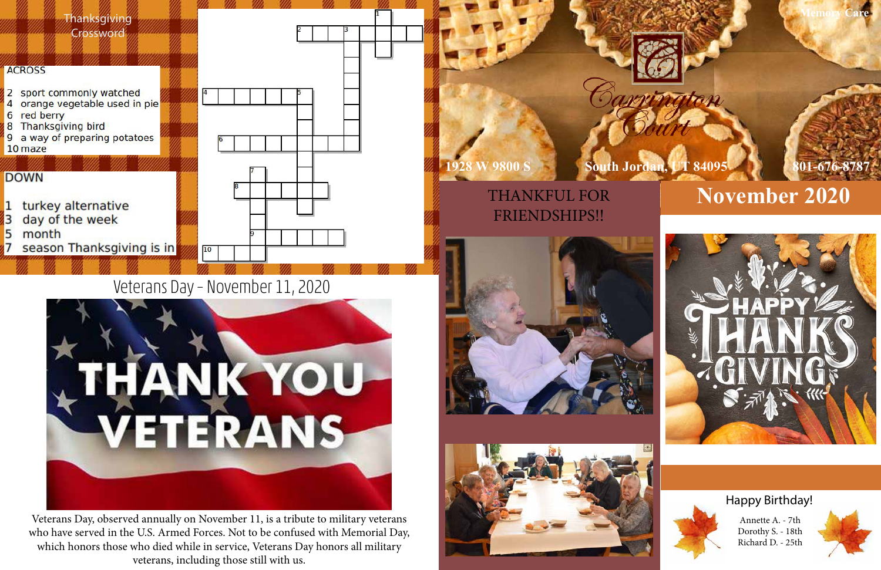## Thanksgiving Crossword

**ACROSS**

2 sport commonly watched
4 orange vegetable used in pie
6 red berry
8 Thanksgiving bird
9 a way of preparing potatoes
10 maze

**DOWN**

1 turkey alternative
3 day of the week
5 month
7 season Thanksgiving is in

## Veterans Day - November 11, 2020

THANK YOU VETERANS

Veterans Day, observed annually on November 11, is a tribute to military veterans who have served in the U.S. Armed Forces. Not to be confused with Memorial Day, which honors those who died while in service, Veterans Day honors all military veterans, including those still with us.

Memory Care

Carrington Court

1928 W 9800 S South Jordan, UT 84095 801-676-8787

## THANKFUL FOR FRIENDSHIPS!!

# November 2020

HAPPY THANKSGIVING

### Happy Birthday!

Annette A. - 7th
Dorothy S. - 18th
Richard D. - 25th